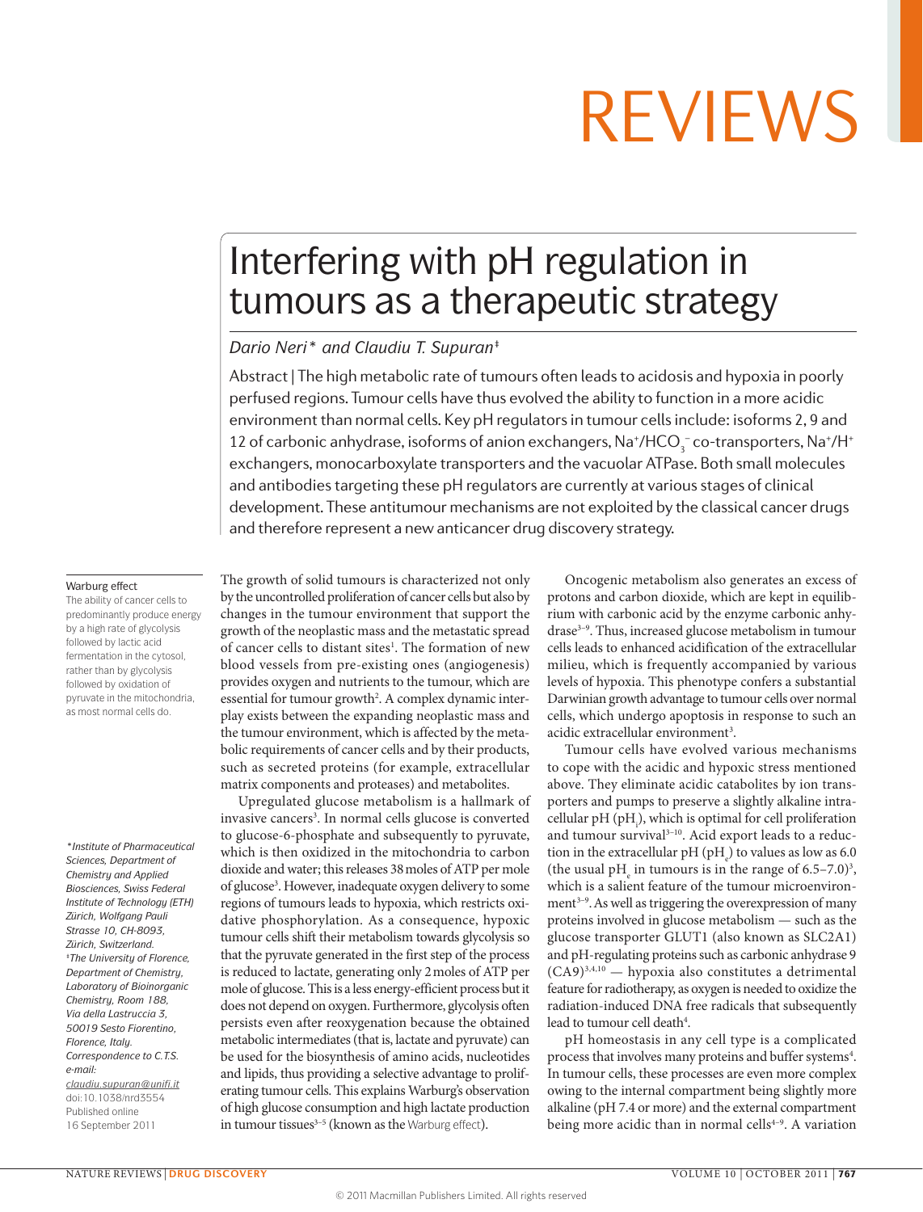# Interfering with pH regulation in tumours as a therapeutic strategy

*Dario Neri\* and Claudiu T. Supuran‡*

Abstract | The high metabolic rate of tumours often leads to acidosis and hypoxia in poorly perfused regions. Tumour cells have thus evolved the ability to function in a more acidic environment than normal cells. Key pH regulators in tumour cells include: isoforms 2, 9 and 12 of carbonic anhydrase, isoforms of anion exchangers, $Na^+/HCO_3^-$ co-transporters, $Na^+/H^+$ exchangers, monocarboxylate transporters and the vacuolar ATPase. Both small molecules and antibodies targeting these pH regulators are currently at various stages of clinical development. These antitumour mechanisms are not exploited by the classical cancer drugs and therefore represent a new anticancer drug discovery strategy.

**Warburg effect**
The ability of cancer cells to predominantly produce energy by a high rate of glycolysis followed by lactic acid fermentation in the cytosol, rather than by glycolysis followed by oxidation of pyruvate in the mitochondria, as most normal cells do.

*\*Institute of Pharmaceutical Sciences, Department of Chemistry and Applied Biosciences, Swiss Federal Institute of Technology (ETH) Zürich, Wolfgang Pauli Strasse 10, CH-8093, Zürich, Switzerland.*
*‡The University of Florence, Department of Chemistry, Laboratory of Bioinorganic Chemistry, Room 188, Via della Lastruccia 3, 50019 Sesto Fiorentino, Florence, Italy.*
*Correspondence to C.T.S.*
*e-mail:*
*claudiu.supuran@unifi.it*
doi:10.1038/nrd3554
Published online
16 September 2011

The growth of solid tumours is characterized not only by the uncontrolled proliferation of cancer cells but also by changes in the tumour environment that support the growth of the neoplastic mass and the metastatic spread of cancer cells to distant sites[1]. The formation of new blood vessels from pre-existing ones (angiogenesis) provides oxygen and nutrients to the tumour, which are essential for tumour growth[2]. A complex dynamic interplay exists between the expanding neoplastic mass and the tumour environment, which is affected by the metabolic requirements of cancer cells and by their products, such as secreted proteins (for example, extracellular matrix components and proteases) and metabolites.

Upregulated glucose metabolism is a hallmark of invasive cancers[3]. In normal cells glucose is converted to glucose-6-phosphate and subsequently to pyruvate, which is then oxidized in the mitochondria to carbon dioxide and water; this releases 38 moles of ATP per mole of glucose[3]. However, inadequate oxygen delivery to some regions of tumours leads to hypoxia, which restricts oxidative phosphorylation. As a consequence, hypoxic tumour cells shift their metabolism towards glycolysis so that the pyruvate generated in the first step of the process is reduced to lactate, generating only 2 moles of ATP per mole of glucose. This is a less energy-efficient process but it does not depend on oxygen. Furthermore, glycolysis often persists even after reoxygenation because the obtained metabolic intermediates (that is, lactate and pyruvate) can be used for the biosynthesis of amino acids, nucleotides and lipids, thus providing a selective advantage to proliferating tumour cells. This explains Warburg's observation of high glucose consumption and high lactate production in tumour tissues[3–5] (known as the Warburg effect).

Oncogenic metabolism also generates an excess of protons and carbon dioxide, which are kept in equilibrium with carbonic acid by the enzyme carbonic anhydrase[3–9]. Thus, increased glucose metabolism in tumour cells leads to enhanced acidification of the extracellular milieu, which is frequently accompanied by various levels of hypoxia. This phenotype confers a substantial Darwinian growth advantage to tumour cells over normal cells, which undergo apoptosis in response to such an acidic extracellular environment[3].

Tumour cells have evolved various mechanisms to cope with the acidic and hypoxic stress mentioned above. They eliminate acidic catabolites by ion transporters and pumps to preserve a slightly alkaline intracellular pH ($pH_i$), which is optimal for cell proliferation and tumour survival[3–10]. Acid export leads to a reduction in the extracellular pH ($pH_e$) to values as low as 6.0 (the usual $pH_e$ in tumours is in the range of 6.5–7.0)[3], which is a salient feature of the tumour microenvironment[3–9]. As well as triggering the overexpression of many proteins involved in glucose metabolism — such as the glucose transporter GLUT1 (also known as SLC2A1) and pH-regulating proteins such as carbonic anhydrase 9 (CA9)[3,4,10] — hypoxia also constitutes a detrimental feature for radiotherapy, as oxygen is needed to oxidize the radiation-induced DNA free radicals that subsequently lead to tumour cell death[4].

pH homeostasis in any cell type is a complicated process that involves many proteins and buffer systems[4]. In tumour cells, these processes are even more complex owing to the internal compartment being slightly more alkaline (pH 7.4 or more) and the external compartment being more acidic than in normal cells[4–9]. A variation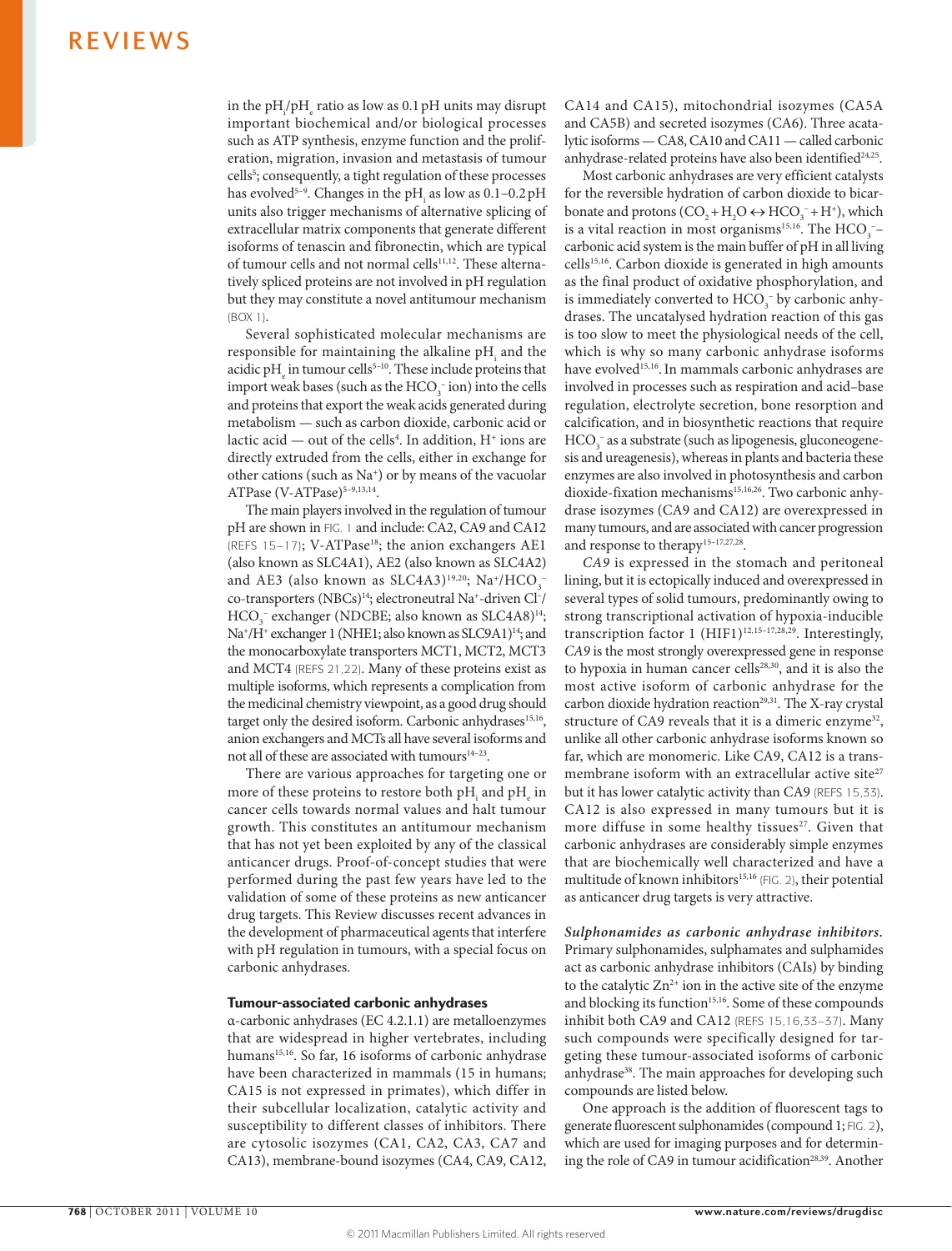in the $pH_i/pH_e$ ratio as low as 0.1 pH units may disrupt important biochemical and/or biological processes such as ATP synthesis, enzyme function and the proliferation, migration, invasion and metastasis of tumour cells[5]; consequently, a tight regulation of these processes has evolved[5–9]. Changes in the $pH_i$ as low as 0.1–0.2 pH units also trigger mechanisms of alternative splicing of extracellular matrix components that generate different isoforms of tenascin and fibronectin, which are typical of tumour cells and not normal cells[11,12]. These alternatively spliced proteins are not involved in pH regulation but they may constitute a novel antitumour mechanism (BOX 1).

Several sophisticated molecular mechanisms are responsible for maintaining the alkaline $pH_i$ and the acidic $pH_e$ in tumour cells[5–10]. These include proteins that import weak bases (such as the $HCO_3^-$ ion) into the cells and proteins that export the weak acids generated during metabolism — such as carbon dioxide, carbonic acid or lactic acid — out of the cells[4]. In addition, $H^+$ ions are directly extruded from the cells, either in exchange for other cations (such as $Na^+$) or by means of the vacuolar ATPase (V-ATPase)[5–9,13,14].

The main players involved in the regulation of tumour pH are shown in FIG. 1 and include: CA2, CA9 and CA12 (REFS 15–17); V-ATPase[18]; the anion exchangers AE1 (also known as SLC4A1), AE2 (also known as SLC4A2) and AE3 (also known as SLC4A3)[19,20]; $Na^+/HCO_3^-$ co-transporters (NBCs)[14]; electroneutral $Na^+$-driven $Cl^-/HCO_3^-$ exchanger (NDCBE; also known as SLC4A8)[14]; $Na^+/H^+$ exchanger 1 (NHE1; also known as SLC9A1)[14]; and the monocarboxylate transporters MCT1, MCT2, MCT3 and MCT4 (REFS 21,22). Many of these proteins exist as multiple isoforms, which represents a complication from the medicinal chemistry viewpoint, as a good drug should target only the desired isoform. Carbonic anhydrases[15,16], anion exchangers and MCTs all have several isoforms and not all of these are associated with tumours[14–23].

There are various approaches for targeting one or more of these proteins to restore both $pH_i$ and $pH_e$ in cancer cells towards normal values and halt tumour growth. This constitutes an antitumour mechanism that has not yet been exploited by any of the classical anticancer drugs. Proof-of-concept studies that were performed during the past few years have led to the validation of some of these proteins as new anticancer drug targets. This Review discusses recent advances in the development of pharmaceutical agents that interfere with pH regulation in tumours, with a special focus on carbonic anhydrases.

## Tumour-associated carbonic anhydrases

α-carbonic anhydrases (EC 4.2.1.1) are metalloenzymes that are widespread in higher vertebrates, including humans[15,16]. So far, 16 isoforms of carbonic anhydrase have been characterized in mammals (15 in humans; CA15 is not expressed in primates), which differ in their subcellular localization, catalytic activity and susceptibility to different classes of inhibitors. There are cytosolic isozymes (CA1, CA2, CA3, CA7 and CA13), membrane-bound isozymes (CA4, CA9, CA12, CA14 and CA15), mitochondrial isozymes (CA5A and CA5B) and secreted isozymes (CA6). Three acatalytic isoforms — CA8, CA10 and CA11 — called carbonic anhydrase-related proteins have also been identified[24,25].

Most carbonic anhydrases are very efficient catalysts for the reversible hydration of carbon dioxide to bicarbonate and protons ($CO_2 + H_2O \leftrightarrow HCO_3^- + H^+$), which is a vital reaction in most organisms[15,16]. The $HCO_3^-$–carbonic acid system is the main buffer of pH in all living cells[15,16]. Carbon dioxide is generated in high amounts as the final product of oxidative phosphorylation, and is immediately converted to $HCO_3^-$ by carbonic anhydrases. The uncatalysed hydration reaction of this gas is too slow to meet the physiological needs of the cell, which is why so many carbonic anhydrase isoforms have evolved[15,16]. In mammals carbonic anhydrases are involved in processes such as respiration and acid–base regulation, electrolyte secretion, bone resorption and calcification, and in biosynthetic reactions that require $HCO_3^-$ as a substrate (such as lipogenesis, gluconeogenesis and ureagenesis), whereas in plants and bacteria these enzymes are also involved in photosynthesis and carbon dioxide-fixation mechanisms[15,16,26]. Two carbonic anhydrase isozymes (CA9 and CA12) are overexpressed in many tumours, and are associated with cancer progression and response to therapy[15–17,27,28].

*CA9* is expressed in the stomach and peritoneal lining, but it is ectopically induced and overexpressed in several types of solid tumours, predominantly owing to strong transcriptional activation of hypoxia-inducible transcription factor 1 (HIF1)[12,15–17,28,29]. Interestingly, *CA9* is the most strongly overexpressed gene in response to hypoxia in human cancer cells[28,30], and it is also the most active isoform of carbonic anhydrase for the carbon dioxide hydration reaction[29,31]. The X-ray crystal structure of CA9 reveals that it is a dimeric enzyme[32], unlike all other carbonic anhydrase isoforms known so far, which are monomeric. Like CA9, CA12 is a transmembrane isoform with an extracellular active site[27] but it has lower catalytic activity than CA9 (REFS 15,33). CA12 is also expressed in many tumours but it is more diffuse in some healthy tissues[27]. Given that carbonic anhydrases are considerably simple enzymes that are biochemically well characterized and have a multitude of known inhibitors[15,16] (FIG. 2), their potential as anticancer drug targets is very attractive.

***Sulphonamides as carbonic anhydrase inhibitors.*** Primary sulphonamides, sulphamates and sulphamides act as carbonic anhydrase inhibitors (CAIs) by binding to the catalytic $Zn^{2+}$ ion in the active site of the enzyme and blocking its function[15,16]. Some of these compounds inhibit both CA9 and CA12 (REFS 15,16,33–37). Many such compounds were specifically designed for targeting these tumour-associated isoforms of carbonic anhydrase[38]. The main approaches for developing such compounds are listed below.

One approach is the addition of fluorescent tags to generate fluorescent sulphonamides (compound 1; FIG. 2), which are used for imaging purposes and for determining the role of CA9 in tumour acidification[28,39]. Another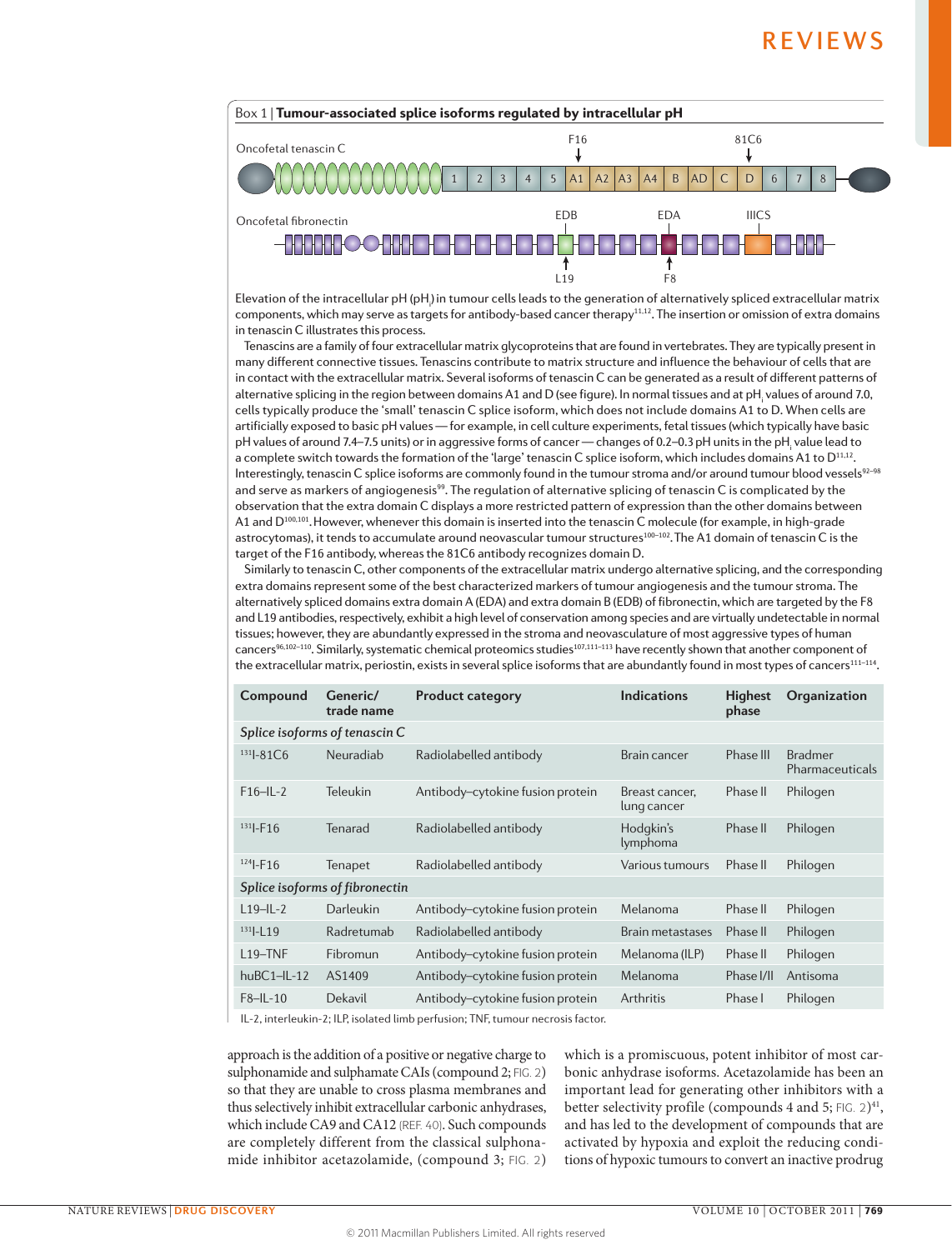### Box 1 | Tumour-associated splice isoforms regulated by intracellular pH

Oncofetal tenascin C

F16 | 81C6

1 | 2 | 3 | 4 | 5 | A1 | A2 | A3 | A4 | B | AD | C | D | 6 | 7 | 8

Oncofetal fibronectin

EDB | EDA | IIICS

L19 | F8

Elevation of the intracellular pH ($pH_i$) in tumour cells leads to the generation of alternatively spliced extracellular matrix components, which may serve as targets for antibody-based cancer therapy[11,12]. The insertion or omission of extra domains in tenascin C illustrates this process.

Tenascins are a family of four extracellular matrix glycoproteins that are found in vertebrates. They are typically present in many different connective tissues. Tenascins contribute to matrix structure and influence the behaviour of cells that are in contact with the extracellular matrix. Several isoforms of tenascin C can be generated as a result of different patterns of alternative splicing in the region between domains A1 and D (see figure). In normal tissues and at $pH_i$ values of around 7.0, cells typically produce the 'small' tenascin C splice isoform, which does not include domains A1 to D. When cells are artificially exposed to basic pH values — for example, in cell culture experiments, fetal tissues (which typically have basic pH values of around 7.4–7.5 units) or in aggressive forms of cancer — changes of 0.2–0.3 pH units in the $pH_i$ value lead to a complete switch towards the formation of the 'large' tenascin C splice isoform, which includes domains A1 to D[11,12]. Interestingly, tenascin C splice isoforms are commonly found in the tumour stroma and/or around tumour blood vessels[92–98] and serve as markers of angiogenesis[99]. The regulation of alternative splicing of tenascin C is complicated by the observation that the extra domain C displays a more restricted pattern of expression than the other domains between A1 and D[100,101]. However, whenever this domain is inserted into the tenascin C molecule (for example, in high-grade astrocytomas), it tends to accumulate around neovascular tumour structures[100–102]. The A1 domain of tenascin C is the target of the F16 antibody, whereas the 81C6 antibody recognizes domain D.

Similarly to tenascin C, other components of the extracellular matrix undergo alternative splicing, and the corresponding extra domains represent some of the best characterized markers of tumour angiogenesis and the tumour stroma. The alternatively spliced domains extra domain A (EDA) and extra domain B (EDB) of fibronectin, which are targeted by the F8 and L19 antibodies, respectively, exhibit a high level of conservation among species and are virtually undetectable in normal tissues; however, they are abundantly expressed in the stroma and neovasculature of most aggressive types of human cancers[96,102–110]. Similarly, systematic chemical proteomics studies[107,111–113] have recently shown that another component of the extracellular matrix, periostin, exists in several splice isoforms that are abundantly found in most types of cancers[111–114].

| Compound | Generic/ trade name | Product category | Indications | Highest phase | Organization |
|---|---|---|---|---|---|
| *Splice isoforms of tenascin C* | | | | | |
| $^{131}$I-81C6 | Neuradiab | Radiolabelled antibody | Brain cancer | Phase III | Bradmer Pharmaceuticals |
| F16–IL-2 | Teleukin | Antibody–cytokine fusion protein | Breast cancer, lung cancer | Phase II | Philogen |
| $^{131}$I-F16 | Tenarad | Radiolabelled antibody | Hodgkin's lymphoma | Phase II | Philogen |
| $^{124}$I-F16 | Tenapet | Radiolabelled antibody | Various tumours | Phase II | Philogen |
| *Splice isoforms of fibronectin* | | | | | |
| L19–IL-2 | Darleukin | Antibody–cytokine fusion protein | Melanoma | Phase II | Philogen |
| $^{131}$I-L19 | Radretumab | Radiolabelled antibody | Brain metastases | Phase II | Philogen |
| L19–TNF | Fibromun | Antibody–cytokine fusion protein | Melanoma (ILP) | Phase II | Philogen |
| huBC1–IL-12 | AS1409 | Antibody–cytokine fusion protein | Melanoma | Phase I/II | Antisoma |
| F8–IL-10 | Dekavil | Antibody–cytokine fusion protein | Arthritis | Phase I | Philogen |

IL-2, interleukin-2; ILP, isolated limb perfusion; TNF, tumour necrosis factor.

approach is the addition of a positive or negative charge to sulphonamide and sulphamate CAIs (compound 2; FIG. 2) so that they are unable to cross plasma membranes and thus selectively inhibit extracellular carbonic anhydrases, which include CA9 and CA12 (REF. 40). Such compounds are completely different from the classical sulphonamide inhibitor acetazolamide, (compound 3; FIG. 2) which is a promiscuous, potent inhibitor of most carbonic anhydrase isoforms. Acetazolamide has been an important lead for generating other inhibitors with a better selectivity profile (compounds 4 and 5; FIG. 2)[41], and has led to the development of compounds that are activated by hypoxia and exploit the reducing conditions of hypoxic tumours to convert an inactive prodrug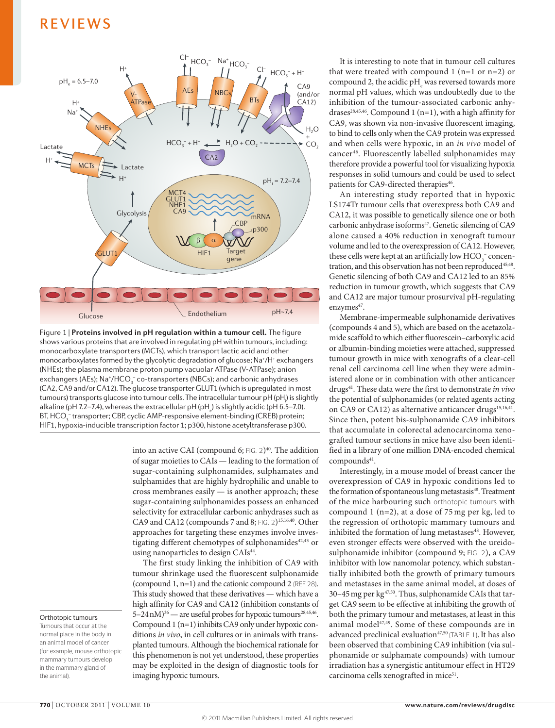Figure 1 | **Proteins involved in pH regulation within a tumour cell.** The figure shows various proteins that are involved in regulating pH within tumours, including: monocarboxylate transporters (MCTs), which transport lactic acid and other monocarboxylates formed by the glycolytic degradation of glucose; $Na^+/H^+$ exchangers (NHEs); the plasma membrane proton pump vacuolar ATPase (V-ATPase); anion exchangers (AEs); $Na^+/HCO_3^-$ co-transporters (NBCs); and carbonic anhydrases (CA2, CA9 and/or CA12). The glucose transporter GLUT1 (which is upregulated in most tumours) transports glucose into tumour cells. The intracellular tumour pH ($pH_i$) is slightly alkaline (pH 7.2–7.4), whereas the extracellular pH ($pH_e$) is slightly acidic (pH 6.5–7.0). BT, $HCO_3^-$ transporter; CBP, cyclic AMP-responsive element-binding (CREB) protein; HIF1, hypoxia-inducible transcription factor 1; p300, histone acetyltransferase p300.

into an active CAI (compound 6; FIG. 2)[40]. The addition of sugar moieties to CAIs — leading to the formation of sugar-containing sulphonamides, sulphamates and sulphamides that are highly hydrophilic and unable to cross membranes easily — is another approach; these sugar-containing sulphonamides possess an enhanced selectivity for extracellular carbonic anhydrases such as CA9 and CA12 (compounds 7 and 8; FIG. 2)[15,16,40]. Other approaches for targeting these enzymes involve investigating different chemotypes of sulphonamides[42,43] or using nanoparticles to design CAIs[44].

The first study linking the inhibition of CA9 with tumour shrinkage used the fluorescent sulphonamide (compound 1, n=1) and the cationic compound 2 (REF 28). This study showed that these derivatives — which have a high affinity for CA9 and CA12 (inhibition constants of 5–24 nM)[36] — are useful probes for hypoxic tumours[28,45,46]. Compound 1 (n=1) inhibits CA9 only under hypoxic conditions *in vivo*, in cell cultures or in animals with transplanted tumours. Although the biochemical rationale for this phenomenon is not yet understood, these properties may be exploited in the design of diagnostic tools for imaging hypoxic tumours.

**Orthotopic tumours**
Tumours that occur at the normal place in the body in an animal model of cancer (for example, mouse orthotopic mammary tumours develop in the mammary gland of the animal).

It is interesting to note that in tumour cell cultures that were treated with compound 1 (n=1 or n=2) or compound 2, the acidic $pH_e$ was reversed towards more normal pH values, which was undoubtedly due to the inhibition of the tumour-associated carbonic anhydrases[28,45,46]. Compound 1 (n=1), with a high affinity for CA9, was shown via non-invasive fluorescent imaging, to bind to cells only when the CA9 protein was expressed and when cells were hypoxic, in an *in vivo* model of cancer[46]. Fluorescently labelled sulphonamides may therefore provide a powerful tool for visualizing hypoxia responses in solid tumours and could be used to select patients for CA9-directed therapies[46].

An interesting study reported that in hypoxic LS174Tr tumour cells that overexpress both CA9 and CA12, it was possible to genetically silence one or both carbonic anhydrase isoforms[47]. Genetic silencing of CA9 alone caused a 40% reduction in xenograft tumour volume and led to the overexpression of CA12. However, these cells were kept at an artificially low $HCO_3^-$ concentration, and this observation has not been reproduced[45,48]. Genetic silencing of both CA9 and CA12 led to an 85% reduction in tumour growth, which suggests that CA9 and CA12 are major tumour prosurvival pH-regulating enzymes[47].

Membrane-impermeable sulphonamide derivatives (compounds 4 and 5), which are based on the acetazolamide scaffold to which either fluorescein–carboxylic acid or albumin-binding moieties were attached, suppressed tumour growth in mice with xenografts of a clear-cell renal cell carcinoma cell line when they were administered alone or in combination with other anticancer drugs[41]. These data were the first to demonstrate *in vivo* the potential of sulphonamides (or related agents acting on CA9 or CA12) as alternative anticancer drugs[15,16,41]. Since then, potent bis-sulphonamide CA9 inhibitors that accumulate in colorectal adenocarcinoma xenografted tumour sections in mice have also been identified in a library of one million DNA-encoded chemical compounds[41].

Interestingly, in a mouse model of breast cancer the overexpression of CA9 in hypoxic conditions led to the formation of spontaneous lung metastasis[48]. Treatment of the mice harbouring such orthotopic tumours with compound 1 (n=2), at a dose of 75 mg per kg, led to the regression of orthotopic mammary tumours and inhibited the formation of lung metastases[48]. However, even stronger effects were observed with the ureido-sulphonamide inhibitor (compound 9; FIG. 2), a CA9 inhibitor with low nanomolar potency, which substantially inhibited both the growth of primary tumours and metastases in the same animal model, at doses of 30–45 mg per kg[47,50]. Thus, sulphonamide CAIs that target CA9 seem to be effective at inhibiting the growth of both the primary tumour and metastases, at least in this animal model[47,49]. Some of these compounds are in advanced preclinical evaluation[47,50] (TABLE 1). It has also been observed that combining CA9 inhibition (via sulphonamide or sulphamate compounds) with tumour irradiation has a synergistic antitumour effect in HT29 carcinoma cells xenografted in mice[51].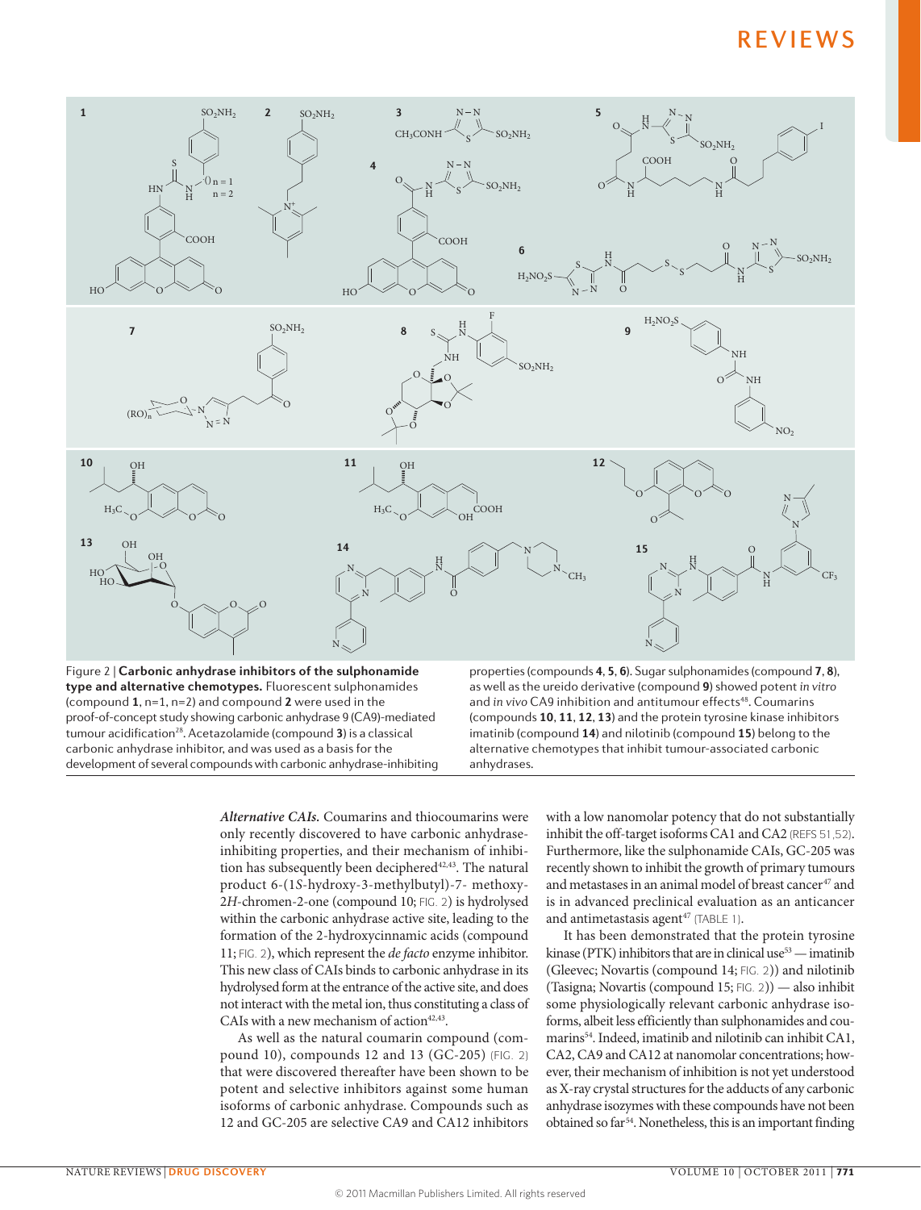Figure 2 | **Carbonic anhydrase inhibitors of the sulphonamide type and alternative chemotypes.** Fluorescent sulphonamides (compound **1**, n=1, n=2) and compound **2** were used in the proof-of-concept study showing carbonic anhydrase 9 (CA9)-mediated tumour acidification[28]. Acetazolamide (compound **3**) is a classical carbonic anhydrase inhibitor, and was used as a basis for the development of several compounds with carbonic anhydrase-inhibiting properties (compounds **4**, **5**, **6**). Sugar sulphonamides (compound **7**, **8**), as well as the ureido derivative (compound **9**) showed potent *in vitro* and *in vivo* CA9 inhibition and antitumour effects[48]. Coumarins (compounds **10**, **11**, **12**, **13**) and the protein tyrosine kinase inhibitors imatinib (compound **14**) and nilotinib (compound **15**) belong to the alternative chemotypes that inhibit tumour-associated carbonic anhydrases.

***Alternative CAIs.*** Coumarins and thiocoumarins were only recently discovered to have carbonic anhydrase-inhibiting properties, and their mechanism of inhibition has subsequently been deciphered[42,43]. The natural product 6-(1*S*-hydroxy-3-methylbutyl)-7- methoxy-2*H*-chromen-2-one (compound 10; FIG. 2) is hydrolysed within the carbonic anhydrase active site, leading to the formation of the 2-hydroxycinnamic acids (compound 11; FIG. 2), which represent the *de facto* enzyme inhibitor. This new class of CAIs binds to carbonic anhydrase in its hydrolysed form at the entrance of the active site, and does not interact with the metal ion, thus constituting a class of CAIs with a new mechanism of action[42,43].

As well as the natural coumarin compound (compound 10), compounds 12 and 13 (GC-205) (FIG. 2) that were discovered thereafter have been shown to be potent and selective inhibitors against some human isoforms of carbonic anhydrase. Compounds such as 12 and GC-205 are selective CA9 and CA12 inhibitors with a low nanomolar potency that do not substantially inhibit the off-target isoforms CA1 and CA2 (REFS 51,52). Furthermore, like the sulphonamide CAIs, GC-205 was recently shown to inhibit the growth of primary tumours and metastases in an animal model of breast cancer[47] and is in advanced preclinical evaluation as an anticancer and antimetastasis agent[47] (TABLE 1).

It has been demonstrated that the protein tyrosine kinase (PTK) inhibitors that are in clinical use[53] — imatinib (Gleevec; Novartis (compound 14; FIG. 2)) and nilotinib (Tasigna; Novartis (compound 15; FIG. 2)) — also inhibit some physiologically relevant carbonic anhydrase isoforms, albeit less efficiently than sulphonamides and coumarins[54]. Indeed, imatinib and nilotinib can inhibit CA1, CA2, CA9 and CA12 at nanomolar concentrations; however, their mechanism of inhibition is not yet understood as X-ray crystal structures for the adducts of any carbonic anhydrase isozymes with these compounds have not been obtained so far[54]. Nonetheless, this is an important finding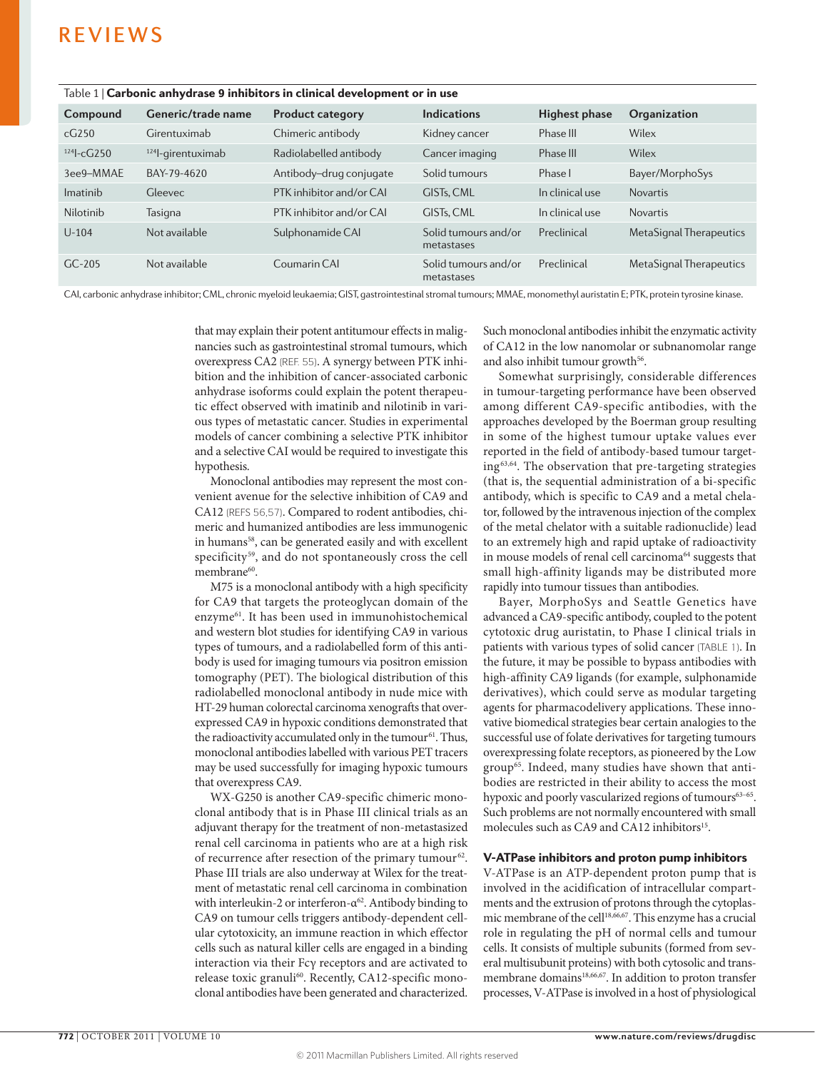Table 1 | **Carbonic anhydrase 9 inhibitors in clinical development or in use**

| Compound | Generic/trade name | Product category | Indications | Highest phase | Organization |
|---|---|---|---|---|---|
| cG250 | Girentuximab | Chimeric antibody | Kidney cancer | Phase III | Wilex |
| $^{124}$I-cG250 | $^{124}$I-girentuximab | Radiolabelled antibody | Cancer imaging | Phase III | Wilex |
| 3ee9–MMAE | BAY-79-4620 | Antibody–drug conjugate | Solid tumours | Phase I | Bayer/MorphoSys |
| Imatinib | Gleevec | PTK inhibitor and/or CAI | GISTs, CML | In clinical use | Novartis |
| Nilotinib | Tasigna | PTK inhibitor and/or CAI | GISTs, CML | In clinical use | Novartis |
| U-104 | Not available | Sulphonamide CAI | Solid tumours and/or metastases | Preclinical | MetaSignal Therapeutics |
| GC-205 | Not available | Coumarin CAI | Solid tumours and/or metastases | Preclinical | MetaSignal Therapeutics |

CAI, carbonic anhydrase inhibitor; CML, chronic myeloid leukaemia; GIST, gastrointestinal stromal tumours; MMAE, monomethyl auristatin E; PTK, protein tyrosine kinase.

that may explain their potent antitumour effects in malignancies such as gastrointestinal stromal tumours, which overexpress CA2 (REF. 55). A synergy between PTK inhibition and the inhibition of cancer-associated carbonic anhydrase isoforms could explain the potent therapeutic effect observed with imatinib and nilotinib in various types of metastatic cancer. Studies in experimental models of cancer combining a selective PTK inhibitor and a selective CAI would be required to investigate this hypothesis.

Monoclonal antibodies may represent the most convenient avenue for the selective inhibition of CA9 and CA12 (REFS 56,57). Compared to rodent antibodies, chimeric and humanized antibodies are less immunogenic in humans[58], can be generated easily and with excellent specificity[59], and do not spontaneously cross the cell membrane[60].

M75 is a monoclonal antibody with a high specificity for CA9 that targets the proteoglycan domain of the enzyme[61]. It has been used in immunohistochemical and western blot studies for identifying CA9 in various types of tumours, and a radiolabelled form of this antibody is used for imaging tumours via positron emission tomography (PET). The biological distribution of this radiolabelled monoclonal antibody in nude mice with HT-29 human colorectal carcinoma xenografts that overexpressed CA9 in hypoxic conditions demonstrated that the radioactivity accumulated only in the tumour[61]. Thus, monoclonal antibodies labelled with various PET tracers may be used successfully for imaging hypoxic tumours that overexpress CA9.

WX-G250 is another CA9-specific chimeric monoclonal antibody that is in Phase III clinical trials as an adjuvant therapy for the treatment of non-metastasized renal cell carcinoma in patients who are at a high risk of recurrence after resection of the primary tumour[62]. Phase III trials are also underway at Wilex for the treatment of metastatic renal cell carcinoma in combination with interleukin-2 or interferon-α[62]. Antibody binding to CA9 on tumour cells triggers antibody-dependent cellular cytotoxicity, an immune reaction in which effector cells such as natural killer cells are engaged in a binding interaction via their Fcγ receptors and are activated to release toxic granuli[60]. Recently, CA12-specific monoclonal antibodies have been generated and characterized. Such monoclonal antibodies inhibit the enzymatic activity of CA12 in the low nanomolar or subnanomolar range and also inhibit tumour growth[56].

Somewhat surprisingly, considerable differences in tumour-targeting performance have been observed among different CA9-specific antibodies, with the approaches developed by the Boerman group resulting in some of the highest tumour uptake values ever reported in the field of antibody-based tumour targeting[63,64]. The observation that pre-targeting strategies (that is, the sequential administration of a bi-specific antibody, which is specific to CA9 and a metal chelator, followed by the intravenous injection of the complex of the metal chelator with a suitable radionuclide) lead to an extremely high and rapid uptake of radioactivity in mouse models of renal cell carcinoma[64] suggests that small high-affinity ligands may be distributed more rapidly into tumour tissues than antibodies.

Bayer, MorphoSys and Seattle Genetics have advanced a CA9-specific antibody, coupled to the potent cytotoxic drug auristatin, to Phase I clinical trials in patients with various types of solid cancer (TABLE 1). In the future, it may be possible to bypass antibodies with high-affinity CA9 ligands (for example, sulphonamide derivatives), which could serve as modular targeting agents for pharmacodelivery applications. These innovative biomedical strategies bear certain analogies to the successful use of folate derivatives for targeting tumours overexpressing folate receptors, as pioneered by the Low group[65]. Indeed, many studies have shown that antibodies are restricted in their ability to access the most hypoxic and poorly vascularized regions of tumours[63–65]. Such problems are not normally encountered with small molecules such as CA9 and CA12 inhibitors[15].

### V-ATPase inhibitors and proton pump inhibitors

V-ATPase is an ATP-dependent proton pump that is involved in the acidification of intracellular compartments and the extrusion of protons through the cytoplasmic membrane of the cell[18,66,67]. This enzyme has a crucial role in regulating the pH of normal cells and tumour cells. It consists of multiple subunits (formed from several multisubunit proteins) with both cytosolic and transmembrane domains[18,66,67]. In addition to proton transfer processes, V-ATPase is involved in a host of physiological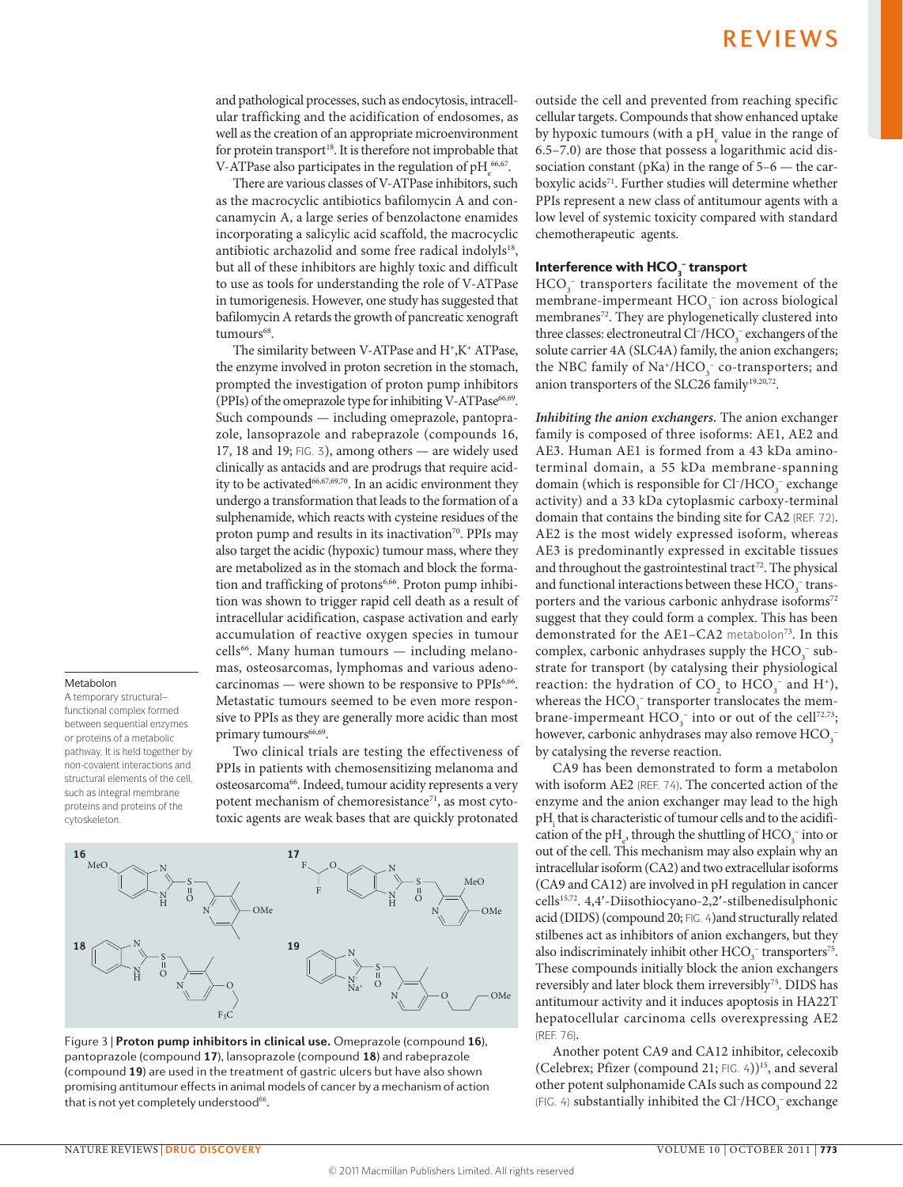and pathological processes, such as endocytosis, intracellular trafficking and the acidification of endosomes, as well as the creation of an appropriate microenvironment for protein transport[18]. It is therefore not improbable that V-ATPase also participates in the regulation of $pH_e$[66,67].

There are various classes of V-ATPase inhibitors, such as the macrocyclic antibiotics bafilomycin A and concanamycin A, a large series of benzolactone enamides incorporating a salicylic acid scaffold, the macrocyclic antibiotic archazolid and some free radical indolyls[18], but all of these inhibitors are highly toxic and difficult to use as tools for understanding the role of V-ATPase in tumorigenesis. However, one study has suggested that bafilomycin A retards the growth of pancreatic xenograft tumours[68].

The similarity between V-ATPase and $H^+$,$K^+$ ATPase, the enzyme involved in proton secretion in the stomach, prompted the investigation of proton pump inhibitors (PPIs) of the omeprazole type for inhibiting V-ATPase[66,69]. Such compounds — including omeprazole, pantoprazole, lansoprazole and rabeprazole (compounds 16, 17, 18 and 19; FIG. 3), among others — are widely used clinically as antacids and are prodrugs that require acidity to be activated[66,67,69,70]. In an acidic environment they undergo a transformation that leads to the formation of a sulphenamide, which reacts with cysteine residues of the proton pump and results in its inactivation[70]. PPIs may also target the acidic (hypoxic) tumour mass, where they are metabolized as in the stomach and block the formation and trafficking of protons[6,66]. Proton pump inhibition was shown to trigger rapid cell death as a result of intracellular acidification, caspase activation and early accumulation of reactive oxygen species in tumour cells[66]. Many human tumours — including melanomas, osteosarcomas, lymphomas and various adenocarcinomas — were shown to be responsive to PPIs[6,66]. Metastatic tumours seemed to be even more responsive to PPIs as they are generally more acidic than most primary tumours[66,69].

Two clinical trials are testing the effectiveness of PPIs in patients with chemosensitizing melanoma and osteosarcoma[66]. Indeed, tumour acidity represents a very potent mechanism of chemoresistance[71], as most cytotoxic agents are weak bases that are quickly protonated outside the cell and prevented from reaching specific cellular targets. Compounds that show enhanced uptake by hypoxic tumours (with a $pH_e$ value in the range of 6.5–7.0) are those that possess a logarithmic acid dissociation constant (pKa) in the range of 5–6 — the carboxylic acids[71]. Further studies will determine whether PPIs represent a new class of antitumour agents with a low level of systemic toxicity compared with standard chemotherapeutic agents.

**Metabolon**
A temporary structural–functional complex formed between sequential enzymes or proteins of a metabolic pathway. It is held together by non-covalent interactions and structural elements of the cell, such as integral membrane proteins and proteins of the cytoskeleton.

Figure 3 | **Proton pump inhibitors in clinical use.** Omeprazole (compound **16**), pantoprazole (compound **17**), lansoprazole (compound **18**) and rabeprazole (compound **19**) are used in the treatment of gastric ulcers but have also shown promising antitumour effects in animal models of cancer by a mechanism of action that is not yet completely understood[66].

### Interference with $HCO_3^-$ transport

$HCO_3^-$ transporters facilitate the movement of the membrane-impermeant $HCO_3^-$ ion across biological membranes[72]. They are phylogenetically clustered into three classes: electroneutral $Cl^-/HCO_3^-$ exchangers of the solute carrier 4A (SLC4A) family, the anion exchangers; the NBC family of $Na^+/HCO_3^-$ co-transporters; and anion transporters of the SLC26 family[19,20,72].

***Inhibiting the anion exchangers.*** The anion exchanger family is composed of three isoforms: AE1, AE2 and AE3. Human AE1 is formed from a 43 kDa amino-terminal domain, a 55 kDa membrane-spanning domain (which is responsible for $Cl^-/HCO_3^-$ exchange activity) and a 33 kDa cytoplasmic carboxy-terminal domain that contains the binding site for CA2 (REF. 72). AE2 is the most widely expressed isoform, whereas AE3 is predominantly expressed in excitable tissues and throughout the gastrointestinal tract[72]. The physical and functional interactions between these $HCO_3^-$ transporters and the various carbonic anhydrase isoforms[72] suggest that they could form a complex. This has been demonstrated for the AE1–CA2 metabolon[73]. In this complex, carbonic anhydrases supply the $HCO_3^-$ substrate for transport (by catalysing their physiological reaction: the hydration of $CO_2$ to $HCO_3^-$ and $H^+$), whereas the $HCO_3^-$ transporter translocates the membrane-impermeant $HCO_3^-$ into or out of the cell[72,73]; however, carbonic anhydrases may also remove $HCO_3^-$ by catalysing the reverse reaction.

CA9 has been demonstrated to form a metabolon with isoform AE2 (REF. 74). The concerted action of the enzyme and the anion exchanger may lead to the high $pH_i$ that is characteristic of tumour cells and to the acidification of the $pH_e$, through the shuttling of $HCO_3^-$ into or out of the cell. This mechanism may also explain why an intracellular isoform (CA2) and two extracellular isoforms (CA9 and CA12) are involved in pH regulation in cancer cells[15,72]. 4,4′-Diisothiocyano-2,2′-stilbenedisulphonic acid (DIDS) (compound 20; FIG. 4) and structurally related stilbenes act as inhibitors of anion exchangers, but they also indiscriminately inhibit other $HCO_3^-$ transporters[75]. These compounds initially block the anion exchangers reversibly and later block them irreversibly[75]. DIDS has antitumour activity and it induces apoptosis in HA22T hepatocellular carcinoma cells overexpressing AE2 (REF. 76).

Another potent CA9 and CA12 inhibitor, celecoxib (Celebrex; Pfizer (compound 21; FIG. 4))[15], and several other potent sulphonamide CAIs such as compound 22 (FIG. 4) substantially inhibited the $Cl^-/HCO_3^-$ exchange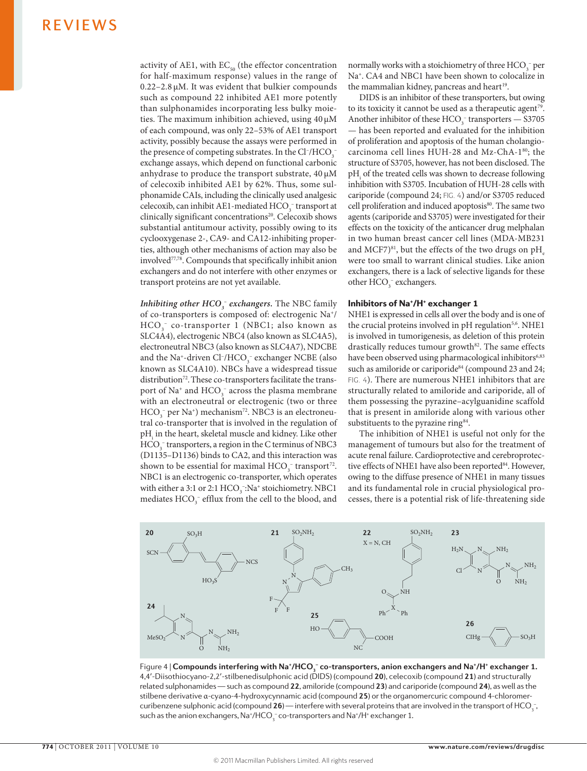activity of AE1, with $EC_{50}$ (the effector concentration for half-maximum response) values in the range of 0.22–2.8 μM. It was evident that bulkier compounds such as compound 22 inhibited AE1 more potently than sulphonamides incorporating less bulky moieties. The maximum inhibition achieved, using 40 μM of each compound, was only 22–53% of AE1 transport activity, possibly because the assays were performed in the presence of competing substrates. In the $Cl^-/HCO_3^-$ exchange assays, which depend on functional carbonic anhydrase to produce the transport substrate, 40 μM of celecoxib inhibited AE1 by 62%. Thus, some sulphonamide CAIs, including the clinically used analgesic celecoxib, can inhibit AE1-mediated $HCO_3^-$ transport at clinically significant concentrations[20]. Celecoxib shows substantial antitumour activity, possibly owing to its cyclooxygenase 2-, CA9- and CA12-inhibiting properties, although other mechanisms of action may also be involved[77,78]. Compounds that specifically inhibit anion exchangers and do not interfere with other enzymes or transport proteins are not yet available.

***Inhibiting other $HCO_3^-$ exchangers.*** The NBC family of co-transporters is composed of: electrogenic $Na^+/HCO_3^-$ co-transporter 1 (NBC1; also known as SLC4A4), electrogenic NBC4 (also known as SLC4A5), electroneutral NBC3 (also known as SLC4A7), NDCBE and the $Na^+$-driven $Cl^-/HCO_3^-$ exchanger NCBE (also known as SLC4A10). NBCs have a widespread tissue distribution[72]. These co-transporters facilitate the transport of $Na^+$ and $HCO_3^-$ across the plasma membrane with an electroneutral or electrogenic (two or three $HCO_3^-$ per $Na^+$) mechanism[72]. NBC3 is an electroneutral co-transporter that is involved in the regulation of $pH_i$ in the heart, skeletal muscle and kidney. Like other $HCO_3^-$ transporters, a region in the C terminus of NBC3 (D1135–D1136) binds to CA2, and this interaction was shown to be essential for maximal $HCO_3^-$ transport[72]. NBC1 is an electrogenic co-transporter, which operates with either a 3:1 or 2:1 $HCO_3^-:Na^+$ stoichiometry. NBC1 mediates $HCO_3^-$ efflux from the cell to the blood, and normally works with a stoichiometry of three $HCO_3^-$ per $Na^+$. CA4 and NBC1 have been shown to colocalize in the mammalian kidney, pancreas and heart[19].

DIDS is an inhibitor of these transporters, but owing to its toxicity it cannot be used as a therapeutic agent[79]. Another inhibitor of these $HCO_3^-$ transporters — S3705 — has been reported and evaluated for the inhibition of proliferation and apoptosis of the human cholangiocarcinoma cell lines HUH-28 and Mz-ChA-1[80]; the structure of S3705, however, has not been disclosed. The $pH_i$ of the treated cells was shown to decrease following inhibition with S3705. Incubation of HUH-28 cells with cariporide (compound 24; FIG. 4) and/or S3705 reduced cell proliferation and induced apoptosis[80]. The same two agents (cariporide and S3705) were investigated for their effects on the toxicity of the anticancer drug melphalan in two human breast cancer cell lines (MDA-MB231 and MCF7)[81], but the effects of the two drugs on $pH_e$ were too small to warrant clinical studies. Like anion exchangers, there is a lack of selective ligands for these other $HCO_3^-$ exchangers.

### Inhibitors of $Na^+/H^+$ exchanger 1

NHE1 is expressed in cells all over the body and is one of the crucial proteins involved in pH regulation[5,6]. NHE1 is involved in tumorigenesis, as deletion of this protein drastically reduces tumour growth[82]. The same effects have been observed using pharmacological inhibitors[6,83] such as amiloride or cariporide[84] (compound 23 and 24; FIG. 4). There are numerous NHE1 inhibitors that are structurally related to amiloride and cariporide, all of them possessing the pyrazine–acylguanidine scaffold that is present in amiloride along with various other substituents to the pyrazine ring[84].

The inhibition of NHE1 is useful not only for the management of tumours but also for the treatment of acute renal failure. Cardioprotective and cerebroprotective effects of NHE1 have also been reported[84]. However, owing to the diffuse presence of NHE1 in many tissues and its fundamental role in crucial physiological processes, there is a potential risk of life-threatening side

Figure 4 | **Compounds interfering with $Na^+/HCO_3^-$ co-transporters, anion exchangers and $Na^+/H^+$ exchanger 1.** 4,4′-Diisothiocyano-2,2′-stilbenedisulphonic acid (DIDS) (compound **20**), celecoxib (compound **21**) and structurally related sulphonamides — such as compound **22**, amiloride (compound **23**) and cariporide (compound **24**), as well as the stilbene derivative α-cyano-4-hydroxycynnamic acid (compound **25**) or the organomercuric compound 4-chloromercuribenzene sulphonic acid (compound **26**) — interfere with several proteins that are involved in the transport of $HCO_3^-$, such as the anion exchangers, $Na^+/HCO_3^-$ co-transporters and $Na^+/H^+$ exchanger 1.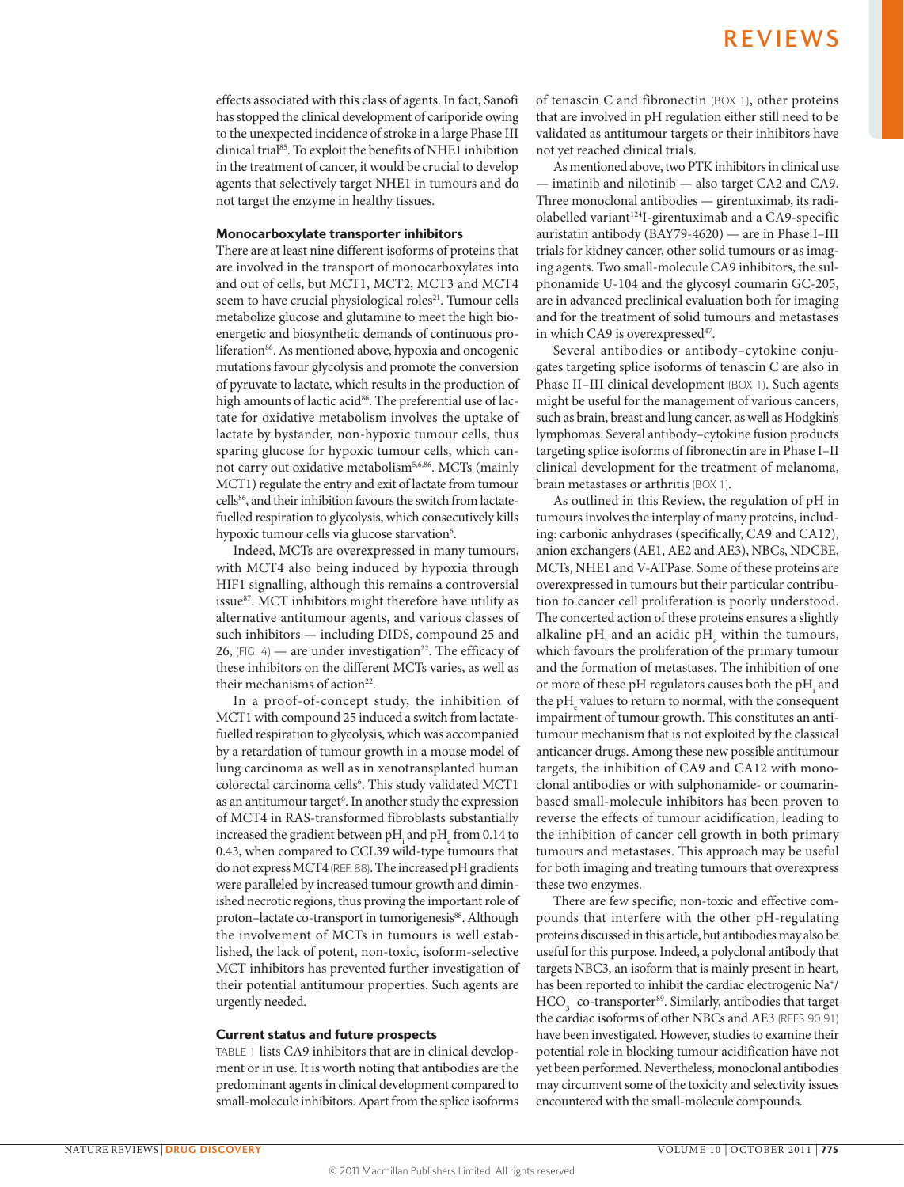effects associated with this class of agents. In fact, Sanofi has stopped the clinical development of cariporide owing to the unexpected incidence of stroke in a large Phase III clinical trial[85]. To exploit the benefits of NHE1 inhibition in the treatment of cancer, it would be crucial to develop agents that selectively target NHE1 in tumours and do not target the enzyme in healthy tissues.

### Monocarboxylate transporter inhibitors

There are at least nine different isoforms of proteins that are involved in the transport of monocarboxylates into and out of cells, but MCT1, MCT2, MCT3 and MCT4 seem to have crucial physiological roles[21]. Tumour cells metabolize glucose and glutamine to meet the high bioenergetic and biosynthetic demands of continuous proliferation[86]. As mentioned above, hypoxia and oncogenic mutations favour glycolysis and promote the conversion of pyruvate to lactate, which results in the production of high amounts of lactic acid[86]. The preferential use of lactate for oxidative metabolism involves the uptake of lactate by bystander, non-hypoxic tumour cells, thus sparing glucose for hypoxic tumour cells, which cannot carry out oxidative metabolism[5,6,86]. MCTs (mainly MCT1) regulate the entry and exit of lactate from tumour cells[86], and their inhibition favours the switch from lactate-fuelled respiration to glycolysis, which consecutively kills hypoxic tumour cells via glucose starvation[6].

Indeed, MCTs are overexpressed in many tumours, with MCT4 also being induced by hypoxia through HIF1 signalling, although this remains a controversial issue[87]. MCT inhibitors might therefore have utility as alternative antitumour agents, and various classes of such inhibitors — including DIDS, compound 25 and 26, (FIG. 4) — are under investigation[22]. The efficacy of these inhibitors on the different MCTs varies, as well as their mechanisms of action[22].

In a proof-of-concept study, the inhibition of MCT1 with compound 25 induced a switch from lactate-fuelled respiration to glycolysis, which was accompanied by a retardation of tumour growth in a mouse model of lung carcinoma as well as in xenotransplanted human colorectal carcinoma cells[6]. This study validated MCT1 as an antitumour target[6]. In another study the expression of MCT4 in RAS-transformed fibroblasts substantially increased the gradient between $pH_i$ and $pH_e$ from 0.14 to 0.43, when compared to CCL39 wild-type tumours that do not express MCT4 (REF. 88). The increased pH gradients were paralleled by increased tumour growth and diminished necrotic regions, thus proving the important role of proton–lactate co-transport in tumorigenesis[88]. Although the involvement of MCTs in tumours is well established, the lack of potent, non-toxic, isoform-selective MCT inhibitors has prevented further investigation of their potential antitumour properties. Such agents are urgently needed.

### Current status and future prospects

TABLE 1 lists CA9 inhibitors that are in clinical development or in use. It is worth noting that antibodies are the predominant agents in clinical development compared to small-molecule inhibitors. Apart from the splice isoforms of tenascin C and fibronectin (BOX 1), other proteins that are involved in pH regulation either still need to be validated as antitumour targets or their inhibitors have not yet reached clinical trials.

As mentioned above, two PTK inhibitors in clinical use — imatinib and nilotinib — also target CA2 and CA9. Three monoclonal antibodies — girentuximab, its radiolabelled variant [124]I-girentuximab and a CA9-specific auristatin antibody (BAY79-4620) — are in Phase I–III trials for kidney cancer, other solid tumours or as imaging agents. Two small-molecule CA9 inhibitors, the sulphonamide U-104 and the glycosyl coumarin GC-205, are in advanced preclinical evaluation both for imaging and for the treatment of solid tumours and metastases in which CA9 is overexpressed[47].

Several antibodies or antibody–cytokine conjugates targeting splice isoforms of tenascin C are also in Phase II–III clinical development (BOX 1). Such agents might be useful for the management of various cancers, such as brain, breast and lung cancer, as well as Hodgkin's lymphomas. Several antibody–cytokine fusion products targeting splice isoforms of fibronectin are in Phase I–II clinical development for the treatment of melanoma, brain metastases or arthritis (BOX 1).

As outlined in this Review, the regulation of pH in tumours involves the interplay of many proteins, including: carbonic anhydrases (specifically, CA9 and CA12), anion exchangers (AE1, AE2 and AE3), NBCs, NDCBE, MCTs, NHE1 and V-ATPase. Some of these proteins are overexpressed in tumours but their particular contribution to cancer cell proliferation is poorly understood. The concerted action of these proteins ensures a slightly alkaline $pH_i$ and an acidic $pH_e$ within the tumours, which favours the proliferation of the primary tumour and the formation of metastases. The inhibition of one or more of these pH regulators causes both the $pH_i$ and the $pH_e$ values to return to normal, with the consequent impairment of tumour growth. This constitutes an antitumour mechanism that is not exploited by the classical anticancer drugs. Among these new possible antitumour targets, the inhibition of CA9 and CA12 with monoclonal antibodies or with sulphonamide- or coumarin-based small-molecule inhibitors has been proven to reverse the effects of tumour acidification, leading to the inhibition of cancer cell growth in both primary tumours and metastases. This approach may be useful for both imaging and treating tumours that overexpress these two enzymes.

There are few specific, non-toxic and effective compounds that interfere with the other pH-regulating proteins discussed in this article, but antibodies may also be useful for this purpose. Indeed, a polyclonal antibody that targets NBC3, an isoform that is mainly present in heart, has been reported to inhibit the cardiac electrogenic $Na^+$/$HCO_3^-$ co-transporter[89]. Similarly, antibodies that target the cardiac isoforms of other NBCs and AE3 (REFS 90,91) have been investigated. However, studies to examine their potential role in blocking tumour acidification have not yet been performed. Nevertheless, monoclonal antibodies may circumvent some of the toxicity and selectivity issues encountered with the small-molecule compounds.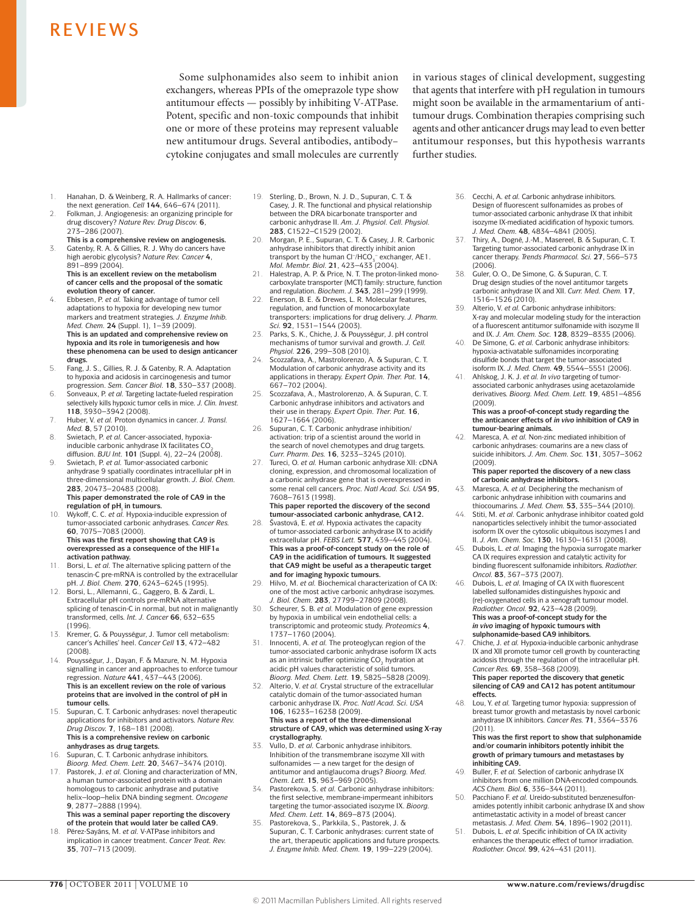Some sulphonamides also seem to inhibit anion exchangers, whereas PPIs of the omeprazole type show antitumour effects — possibly by inhibiting V-ATPase. Potent, specific and non-toxic compounds that inhibit one or more of these proteins may represent valuable new antitumour drugs. Several antibodies, antibody–cytokine conjugates and small molecules are currently in various stages of clinical development, suggesting that agents that interfere with pH regulation in tumours might soon be available in the armamentarium of antitumour drugs. Combination therapies comprising such agents and other anticancer drugs may lead to even better antitumour responses, but this hypothesis warrants further studies.

1. Hanahan, D. & Weinberg, R. A. Hallmarks of cancer: the next generation. *Cell* **144**, 646–674 (2011).
2. Folkman, J. Angiogenesis: an organizing principle for drug discovery? *Nature Rev. Drug Discov.* **6**, 273–286 (2007).
   **This is a comprehensive review on angiogenesis.**
3. Gatenby, R. A. & Gillies, R. J. Why do cancers have high aerobic glycolysis? *Nature Rev. Cancer* **4**, 891–899 (2004).
   **This is an excellent review on the metabolism of cancer cells and the proposal of the somatic evolution theory of cancer.**
4. Ebbesen, P. *et al.* Taking advantage of tumor cell adaptations to hypoxia for developing new tumor markers and treatment strategies. *J. Enzyme Inhib. Med. Chem.* **24** (Suppl. 1), 1–39 (2009).
   **This is an updated and comprehensive review on hypoxia and its role in tumorigenesis and how these phenomena can be used to design anticancer drugs.**
5. Fang, J. S., Gillies, R. J. & Gatenby, R. A. Adaptation to hypoxia and acidosis in carcinogenesis and tumor progression. *Sem. Cancer Biol.* **18**, 330–337 (2008).
6. Sonveaux, P. *et al.* Targeting lactate-fueled respiration selectively kills hypoxic tumor cells in mice. *J. Clin. Invest.* **118**, 3930–3942 (2008).
7. Huber, V. *et al.* Proton dynamics in cancer. *J. Transl. Med.* **8**, 57 (2010).
8. Swietach, P. *et al.* Cancer-associated, hypoxia-inducible carbonic anhydrase IX facilitates $CO_2$ diffusion. *BJU Int.* **101** (Suppl. 4), 22–24 (2008).
9. Swietach, P. *et al.* Tumor-associated carbonic anhydrase 9 spatially coordinates intracellular pH in three-dimensional multicellular growth. *J. Biol. Chem.* **283**, 20473–20483 (2008).
   **This paper demonstrated the role of CA9 in the regulation of $pH_i$ in tumours.**
10. Wykoff, C. C. *et al.* Hypoxia-inducible expression of tumor-associated carbonic anhydrases. *Cancer Res.* **60**, 7075–7083 (2000).
    **This was the first report showing that CA9 is overexpressed as a consequence of the HIF1α activation pathway.**
11. Borsi, L. *et al.* The alternative splicing pattern of the tenascin-C pre-mRNA is controlled by the extracellular pH. *J. Biol. Chem.* **270**, 6243–6245 (1995).
12. Borsi, L., Allemanni, G., Gaggero, B. & Zardi, L. Extracellular pH controls pre-mRNA alternative splicing of tenascin-C in normal, but not in malignantly transformed, cells. *Int. J. Cancer* **66**, 632–635 (1996).
13. Kremer, G. & Pouysségur, J. Tumor cell metabolism: cancer's Achilles' heel. *Cancer Cell* **13**, 472–482 (2008).
14. Pouysségur, J., Dayan, F. & Mazure, N. M. Hypoxia signalling in cancer and approaches to enforce tumour regression. *Nature* **441**, 437–443 (2006).
    **This is an excellent review on the role of various proteins that are involved in the control of pH in tumour cells.**
15. Supuran, C. T. Carbonic anhydrases: novel therapeutic applications for inhibitors and activators. *Nature Rev. Drug Discov.* **7**, 168–181 (2008).
    **This is a comprehensive review on carbonic anhydrases as drug targets.**
16. Supuran, C. T. Carbonic anhydrase inhibitors. *Bioorg. Med. Chem. Lett.* **20**, 3467–3474 (2010).
17. Pastorek, J. *et al.* Cloning and characterization of MN, a human tumor-associated protein with a domain homologous to carbonic anhydrase and putative helix–loop–helix DNA binding segment. *Oncogene* **9**, 2877–2888 (1994).
    **This was a seminal paper reporting the discovery of the protein that would later be called CA9.**
18. Pérez-Sayáns, M. *et al.* V-ATPase inhibitors and implication in cancer treatment. *Cancer Treat. Rev.* **35**, 707–713 (2009).
19. Sterling, D., Brown, N. J. D., Supuran, C. T. & Casey, J. R. The functional and physical relationship between the DRA bicarbonate transporter and carbonic anhydrase II. *Am. J. Physiol. Cell. Physiol.* **283**, C1522–C1529 (2002).
20. Morgan, P. E., Supuran, C. T. & Casey, J. R. Carbonic anhydrase inhibitors that directly inhibit anion transport by the human $Cl^-/HCO_3^-$ exchanger, AE1. *Mol. Membr. Biol.* **21**, 423–433 (2004).
21. Halestrap, A. P. & Price, N. T. The proton-linked monocarboxylate transporter (MCT) family: structure, function and regulation. *Biochem. J.* **343**, 281–299 (1999).
22. Enerson, B. E. & Drewes, L. R. Molecular features, regulation, and function of monocarboxylate transporters: implications for drug delivery. *J. Pharm. Sci.* **92**, 1531–1544 (2003).
23. Parks, S. K., Chiche, J. & Pouysségur, J. pH control mechanisms of tumor survival and growth. *J. Cell. Physiol.* **226**, 299–308 (2010).
24. Scozzafava, A., Mastrolorenzo, A. & Supuran, C. T. Modulation of carbonic anhydrase activity and its applications in therapy. *Expert Opin. Ther. Pat.* **14**, 667–702 (2004).
25. Scozzafava, A., Mastrolorenzo, A. & Supuran, C. T. Carbonic anhydrase inhibitors and activators and their use in therapy. *Expert Opin. Ther. Pat.* **16**, 1627–1664 (2006).
26. Supuran, C. T. Carbonic anhydrase inhibition/activation: trip of a scientist around the world in the search of novel chemotypes and drug targets. *Curr. Pharm. Des.* **16**, 3233–3245 (2010).
27. Tureci, O. *et al.* Human carbonic anhydrase XII: cDNA cloning, expression, and chromosomal localization of a carbonic anhydrase gene that is overexpressed in some renal cell cancers. *Proc. Natl Acad. Sci. USA* **95**, 7608–7613 (1998).
    **This paper reported the discovery of the second tumour-associated carbonic anhydrase, CA12.**
28. Švastová, E. *et al.* Hypoxia activates the capacity of tumor-associated carbonic anhydrase IX to acidify extracellular pH. *FEBS Lett.* **577**, 439–445 (2004).
    **This was a proof-of-concept study on the role of CA9 in the acidification of tumours. It suggested that CA9 might be useful as a therapeutic target and for imaging hypoxic tumours.**
29. Hilvo, M. *et al.* Biochemical characterization of CA IX: one of the most active carbonic anhydrase isozymes. *J. Biol. Chem.* **283**, 27799–27809 (2008).
30. Scheurer, S. B. *et al.* Modulation of gene expression by hypoxia in umbilical vein endothelial cells: a transcriptomic and proteomic study. *Proteomics* **4**, 1737–1760 (2004).
31. Innocenti, A. *et al.* The proteoglycan region of the tumor-associated carbonic anhydrase isoform IX acts as an intrinsic buffer optimizing $CO_2$ hydration at acidic pH values characteristic of solid tumors. *Bioorg. Med. Chem. Lett.* **19**, 5825–5828 (2009).
32. Alterio, V. *et al.* Crystal structure of the extracellular catalytic domain of the tumor-associated human carbonic anhydrase IX. *Proc. Natl Acad. Sci. USA* **106**, 16233–16238 (2009).
    **This was a report of the three-dimensional structure of CA9, which was determined using X-ray crystallography.**
33. Vullo, D. *et al.* Carbonic anhydrase inhibitors. Inhibition of the transmembrane isozyme XII with sulfonamides — a new target for the design of antitumor and antiglaucoma drugs? *Bioorg. Med. Chem. Lett.* **15**, 963–969 (2005).
34. Pastorekova, S. *et al.* Carbonic anhydrase inhibitors: the first selective, membrane-impermeant inhibitors targeting the tumor-associated isozyme IX. *Bioorg. Med. Chem. Lett.* **14**, 869–873 (2004).
35. Pastorekova, S., Parkkila, S., Pastorek, J. & Supuran, C. T. Carbonic anhydrases: current state of the art, therapeutic applications and future prospects. *J. Enzyme Inhib. Med. Chem.* **19**, 199–229 (2004).
36. Cecchi, A. *et al.* Carbonic anhydrase inhibitors. Design of fluorescent sulfonamides as probes of tumor-associated carbonic anhydrase IX that inhibit isozyme IX-mediated acidification of hypoxic tumors. *J. Med. Chem.* **48**, 4834–4841 (2005).
37. Thiry, A., Dogné, J.-M., Masereel, B. & Supuran, C. T. Targeting tumor-associated carbonic anhydrase IX in cancer therapy. *Trends Pharmacol. Sci.* **27**, 566–573 (2006).
38. Guler, O. O., De Simone, G. & Supuran, C. T. Drug design studies of the novel antitumor targets carbonic anhydrase IX and XII. *Curr. Med. Chem.* **17**, 1516–1526 (2010).
39. Alterio, V. *et al.* Carbonic anhydrase inhibitors: X-ray and molecular modeling study for the interaction of a fluorescent antitumor sulfonamide with isozyme II and IX. *J. Am. Chem. Soc.* **128**, 8329–8335 (2006).
40. De Simone, G. *et al.* Carbonic anhydrase inhibitors: hypoxia-activatable sulfonamides incorporating disulfide bonds that target the tumor-associated isoform IX. *J. Med. Chem.* **49**, 5544–5551 (2006).
41. Ahlskog, J. K. J. *et al. In vivo* targeting of tumor-associated carbonic anhydrases using acetazolamide derivatives. *Bioorg. Med. Chem. Lett.* **19**, 4851–4856 (2009).
    **This was a proof-of-concept study regarding the the anticancer effects of *in vivo* inhibition of CA9 in tumour-bearing animals.**
42. Maresca, A. *et al.* Non-zinc mediated inhibition of carbonic anhydrases: coumarins are a new class of suicide inhibitors. *J. Am. Chem. Soc.* **131**, 3057–3062 (2009).
    **This paper reported the discovery of a new class of carbonic anhydrase inhibitors.**
43. Maresca, A. *et al.* Deciphering the mechanism of carbonic anhydrase inhibition with coumarins and thiocoumarins. *J. Med. Chem.* **53**, 335–344 (2010).
44. Stiti, M. *et al.* Carbonic anhydrase inhibitor coated gold nanoparticles selectively inhibit the tumor-associated isoform IX over the cytosolic ubiquitous isozymes I and II. *J. Am. Chem. Soc.* **130**, 16130–16131 (2008).
45. Dubois, L. *et al.* Imaging the hypoxia surrogate marker CA IX requires expression and catalytic activity for binding fluorescent sulfonamide inhibitors. *Radiother. Oncol.* **83**, 367–373 (2007).
46. Dubois, L. *et al.* Imaging of CA IX with fluorescent labelled sulfonamides distinguishes hypoxic and (re)-oxygenated cells in a xenograft tumour model. *Radiother. Oncol.* **92**, 423–428 (2009).
    **This was a proof-of-concept study for the *in vivo* imaging of hypoxic tumours with sulphonamide-based CA9 inhibitors.**
47. Chiche, J. *et al.* Hypoxia-inducible carbonic anhydrase IX and XII promote tumor cell growth by counteracting acidosis through the regulation of the intracellular pH. *Cancer Res.* **69**, 358–368 (2009).
    **This paper reported the discovery that genetic silencing of CA9 and CA12 has potent antitumour effects.**
48. Lou, Y. *et al.* Targeting tumor hypoxia: suppression of breast tumor growth and metastasis by novel carbonic anhydrase IX inhibitors. *Cancer Res.* **71**, 3364–3376 (2011).
    **This was the first report to show that sulphonamide and/or coumarin inhibitors potently inhibit the growth of primary tumours and metastases by inhibiting CA9.**
49. Buller, F. *et al.* Selection of carbonic anhydrase IX inhibitors from one million DNA-encoded compounds. *ACS Chem. Biol.* **6**, 336–344 (2011).
50. Pacchiano F. *et al.* Ureido-substituted benzenesulfonamides potently inhibit carbonic anhydrase IX and show antimetastatic activity in a model of breast cancer metastasis. *J. Med. Chem.* **54**, 1896–1902 (2011).
51. Dubois, L. *et al.* Specific inhibition of CA IX activity enhances the therapeutic effect of tumor irradiation. *Radiother. Oncol.* **99**, 424–431 (2011).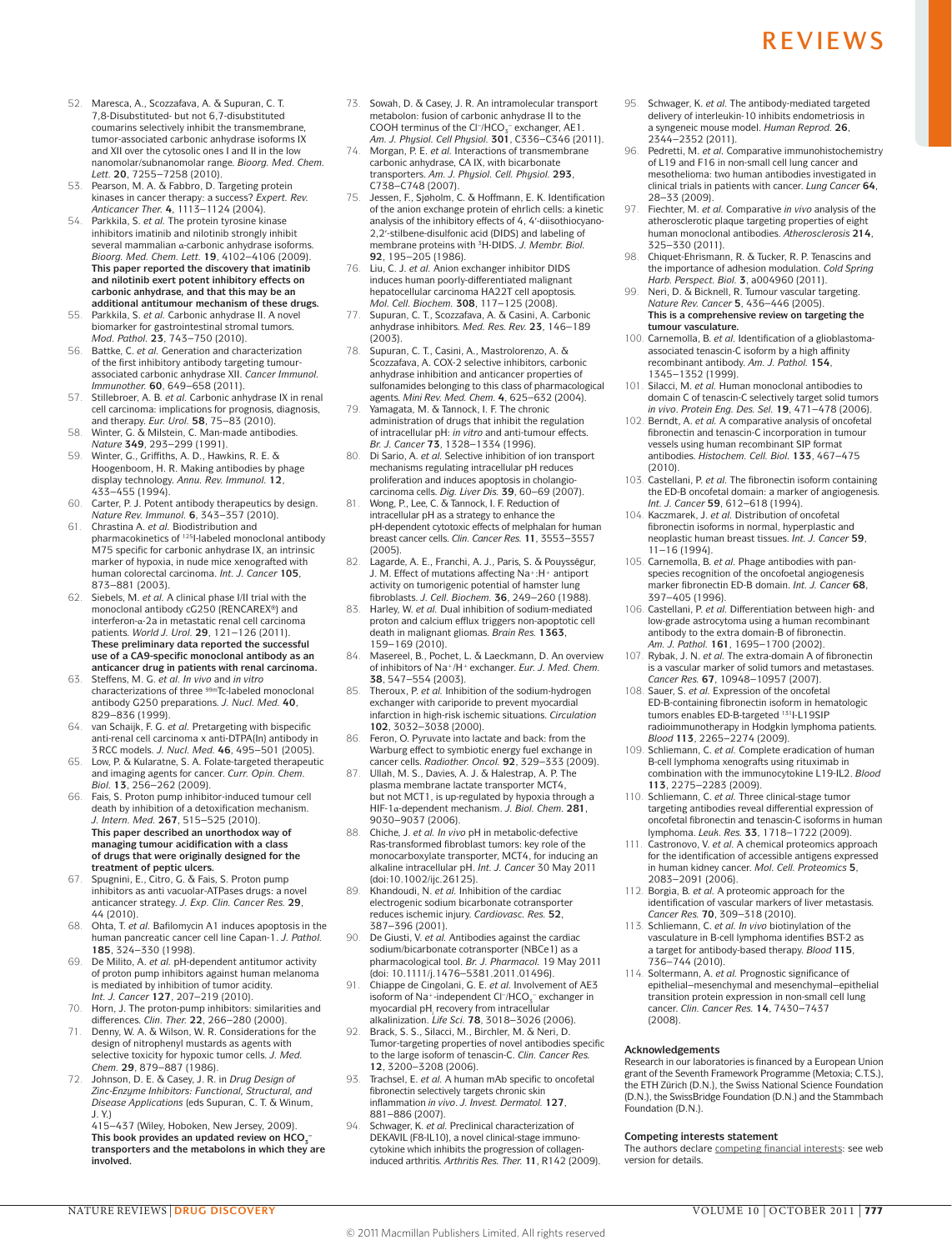52. Maresca, A., Scozzafava, A. & Supuran, C. T. 7,8-Disubstituted- but not 6,7-disubstituted coumarins selectively inhibit the transmembrane, tumor-associated carbonic anhydrase isoforms IX and XII over the cytosolic ones I and II in the low nanomolar/subnanomolar range. *Bioorg. Med. Chem. Lett.* **20**, 7255–7258 (2010).
53. Pearson, M. A. & Fabbro, D. Targeting protein kinases in cancer therapy: a success? *Expert. Rev. Anticancer Ther.* **4**, 1113–1124 (2004).
54. Parkkila, S. *et al.* The protein tyrosine kinase inhibitors imatinib and nilotinib strongly inhibit several mammalian α-carbonic anhydrase isoforms. *Bioorg. Med. Chem. Lett.* **19**, 4102–4106 (2009). **This paper reported the discovery that imatinib and nilotinib exert potent inhibitory effects on carbonic anhydrase, and that this may be an additional antitumour mechanism of these drugs.**
55. Parkkila, S. *et al.* Carbonic anhydrase II. A novel biomarker for gastrointestinal stromal tumors. *Mod. Pathol.* **23**, 743–750 (2010).
56. Battke, C. *et al.* Generation and characterization of the first inhibitory antibody targeting tumour-associated carbonic anhydrase XII. *Cancer Immunol. Immunother.* **60**, 649–658 (2011).
57. Stillebroer, A. B. *et al.* Carbonic anhydrase IX in renal cell carcinoma: implications for prognosis, diagnosis, and therapy. *Eur. Urol.* **58**, 75–83 (2010).
58. Winter, G. & Milstein, C. Man-made antibodies. *Nature* **349**, 293–299 (1991).
59. Winter, G., Griffiths, A. D., Hawkins, R. E. & Hoogenboom, H. R. Making antibodies by phage display technology. *Annu. Rev. Immunol.* **12**, 433–455 (1994).
60. Carter, P. J. Potent antibody therapeutics by design. *Nature Rev. Immunol.* **6**, 343–357 (2010).
61. Chrastina A. *et al.* Biodistribution and pharmacokinetics of $^{125}$I-labeled monoclonal antibody M75 specific for carbonic anhydrase IX, an intrinsic marker of hypoxia, in nude mice xenografted with human colorectal carcinoma. *Int. J. Cancer* **105**, 873–881 (2003).
62. Siebels, M. *et al.* A clinical phase I/II trial with the monoclonal antibody cG250 (RENCAREX®) and interferon-α-2a in metastatic renal cell carcinoma patients. *World J. Urol.* **29**, 121–126 (2011). **These preliminary data reported the successful use of a CA9-specific monoclonal antibody as an anticancer drug in patients with renal carcinoma.**
63. Steffens, M. G. *et al. In vivo* and *in vitro* characterizations of three $^{99m}$Tc-labeled monoclonal antibody G250 preparations. *J. Nucl. Med.* **40**, 829–836 (1999).
64. van Schaijk, F. G. *et al.* Pretargeting with bispecific anti-renal cell carcinoma x anti-DTPA(In) antibody in 3 RCC models. *J. Nucl. Med.* **46**, 495–501 (2005).
65. Low, P. & Kularatne, S. A. Folate-targeted therapeutic and imaging agents for cancer. *Curr. Opin. Chem. Biol.* **13**, 256–262 (2009).
66. Fais, S. Proton pump inhibitor-induced tumour cell death by inhibition of a detoxification mechanism. *J. Intern. Med.* **267**, 515–525 (2010). **This paper described an unorthodox way of managing tumour acidification with a class of drugs that were originally designed for the treatment of peptic ulcers.**
67. Spugnini, E., Citro, G. & Fais, S. Proton pump inhibitors as anti vacuolar-ATPases drugs: a novel anticancer strategy. *J. Exp. Clin. Cancer Res.* **29**, 44 (2010).
68. Ohta, T. *et al.* Bafilomycin A1 induces apoptosis in the human pancreatic cancer cell line Capan-1. *J. Pathol.* **185**, 324–330 (1998).
69. De Milito, A. *et al.* pH-dependent antitumor activity of proton pump inhibitors against human melanoma is mediated by inhibition of tumor acidity. *Int. J. Cancer* **127**, 207–219 (2010).
70. Horn, J. The proton-pump inhibitors: similarities and differences. *Clin. Ther.* **22**, 266–280 (2000).
71. Denny, W. A. & Wilson, W. R. Considerations for the design of nitrophenyl mustards as agents with selective toxicity for hypoxic tumor cells. *J. Med. Chem.* **29**, 879–887 (1986).
72. Johnson, D. E. & Casey, J. R. in *Drug Design of Zinc-Enzyme Inhibitors: Functional, Structural, and Disease Applications* (eds Supuran, C. T. & Winum, J. Y.) 415–437 (Wiley, Hoboken, New Jersey, 2009). **This book provides an updated review on $HCO_3^-$ transporters and the metabolons in which they are involved.**
73. Sowah, D. & Casey, J. R. An intramolecular transport metabolon: fusion of carbonic anhydrase II to the COOH terminus of the $Cl^-/HCO_3^-$ exchanger, AE1. *Am. J. Physiol. Cell Physiol.* **301**, C336–C346 (2011).
74. Morgan, P. E. *et al.* Interactions of transmembrane carbonic anhydrase, CA IX, with bicarbonate transporters. *Am. J. Physiol. Cell. Physiol.* **293**, C738–C748 (2007).
75. Jessen, F., Sjøholm, C. & Hoffmann, E. K. Identification of the anion exchange protein of ehrlich cells: a kinetic analysis of the inhibitory effects of 4, 4′-diisothiocyano-2,2′-stilbene-disulfonic acid (DIDS) and labeling of membrane proteins with $^3$H-DIDS. *J. Membr. Biol.* **92**, 195–205 (1986).
76. Liu, C. J. *et al.* Anion exchanger inhibitor DIDS induces human poorly-differentiated malignant hepatocellular carcinoma HA22T cell apoptosis. *Mol. Cell. Biochem.* **308**, 117–125 (2008).
77. Supuran, C. T., Scozzafava, A. & Casini, A. Carbonic anhydrase inhibitors. *Med. Res. Rev.* **23**, 146–189 (2003).
78. Supuran, C. T., Casini, A., Mastrolorenzo, A. & Scozzafava, A. COX-2 selective inhibitors, carbonic anhydrase inhibition and anticancer properties of sulfonamides belonging to this class of pharmacological agents. *Mini Rev. Med. Chem.* **4**, 625–632 (2004).
79. Yamagata, M. & Tannock, I. F. The chronic administration of drugs that inhibit the regulation of intracellular pH: *in vitro* and anti-tumour effects. *Br. J. Cancer* **73**, 1328–1334 (1996).
80. Di Sario, A. *et al.* Selective inhibition of ion transport mechanisms regulating intracellular pH reduces proliferation and induces apoptosis in cholangiocarcinoma cells. *Dig. Liver Dis.* **39**, 60–69 (2007).
81. Wong, P., Lee, C. & Tannock, I. F. Reduction of intracellular pH as a strategy to enhance the pH-dependent cytotoxic effects of melphalan for human breast cancer cells. *Clin. Cancer Res.* **11**, 3553–3557 (2005).
82. Lagarde, A. E., Franchi, A. J., Paris, S. & Pouysségur, J. M. Effect of mutations affecting $Na^+$:$H^+$ antiport activity on tumorigenic potential of hamster lung fibroblasts. *J. Cell. Biochem.* **36**, 249–260 (1988).
83. Harley, W. *et al.* Dual inhibition of sodium-mediated proton and calcium efflux triggers non-apoptotic cell death in malignant gliomas. *Brain Res.* **1363**, 159–169 (2010).
84. Masereel, B., Pochet, L. & Laeckmann, D. An overview of inhibitors of $Na^+/H^+$ exchanger. *Eur. J. Med. Chem.* **38**, 547–554 (2003).
85. Theroux, P. *et al.* Inhibition of the sodium-hydrogen exchanger with cariporide to prevent myocardial infarction in high-risk ischemic situations. *Circulation* **102**, 3032–3038 (2000).
86. Feron, O. Pyruvate into lactate and back: from the Warburg effect to symbiotic energy fuel exchange in cancer cells. *Radiother. Oncol.* **92**, 329–333 (2009).
87. Ullah, M. S., Davies, A. J. & Halestrap, A. P. The plasma membrane lactate transporter MCT4, but not MCT1, is up-regulated by hypoxia through a HIF-1α-dependent mechanism. *J. Biol. Chem.* **281**, 9030–9037 (2006).
88. Chiche, J. *et al. In vivo* pH in metabolic-defective Ras-transformed fibroblast tumors: key role of the monocarboxylate transporter, MCT4, for inducing an alkaline intracellular pH. *Int. J. Cancer* 30 May 2011 (doi:10.1002/ijc.26125).
89. Khandoudi, N. *et al.* Inhibition of the cardiac electrogenic sodium bicarbonate cotransporter reduces ischemic injury. *Cardiovasc. Res.* **52**, 387–396 (2001).
90. De Giusti, V. *et al.* Antibodies against the cardiac sodium/bicarbonate cotransporter (NBCe1) as a pharmacological tool. *Br. J. Pharmacol.* 19 May 2011 (doi: 10.1111/j.1476-5381.2011.01496).
91. Chiappe de Cingolani, G. E. *et al.* Involvement of AE3 isoform of $Na^+$-independent $Cl^-/HCO_3^-$ exchanger in myocardial $pH_i$ recovery from intracellular alkalinization. *Life Sci.* **78**, 3018–3026 (2006).
92. Brack, S. S., Silacci, M., Birchler, M. & Neri, D. Tumor-targeting properties of novel antibodies specific to the large isoform of tenascin-C. *Clin. Cancer Res.* **12**, 3200–3208 (2006).
93. Trachsel, E. *et al.* A human mAb specific to oncofetal fibronectin selectively targets chronic skin inflammation *in vivo*. *J. Invest. Dermatol.* **127**, 881–886 (2007).
94. Schwager, K. *et al.* Preclinical characterization of DEKAVIL (F8-IL10), a novel clinical-stage immunocytokine which inhibits the progression of collagen-induced arthritis. *Arthritis Res. Ther.* **11**, R142 (2009).
95. Schwager, K. *et al.* The antibody-mediated targeted delivery of interleukin-10 inhibits endometriosis in a syngeneic mouse model. *Human Reprod.* **26**, 2344–2352 (2011).
96. Pedretti, M. *et al.* Comparative immunohistochemistry of L19 and F16 in non-small cell lung cancer and mesothelioma: two human antibodies investigated in clinical trials in patients with cancer. *Lung Cancer* **64**, 28–33 (2009).
97. Fiechter, M. *et al.* Comparative *in vivo* analysis of the atherosclerotic plaque targeting properties of eight human monoclonal antibodies. *Atherosclerosis* **214**, 325–330 (2011).
98. Chiquet-Ehrismann, R. & Tucker, R. P. Tenascins and the importance of adhesion modulation. *Cold Spring Harb. Perspect. Biol.* **3**, a004960 (2011).
99. Neri, D. & Bicknell, R. Tumour vascular targeting. *Nature Rev. Cancer* **5**, 436–446 (2005). **This is a comprehensive review on targeting the tumour vasculature.**
100. Carnemolla, B. *et al.* Identification of a glioblastoma-associated tenascin-C isoform by a high affinity recombinant antibody. *Am. J. Pathol.* **154**, 1345–1352 (1999).
101. Silacci, M. *et al.* Human monoclonal antibodies to domain C of tenascin-C selectively target solid tumors *in vivo*. *Protein Eng. Des. Sel.* **19**, 471–478 (2006).
102. Berndt, A. *et al.* A comparative analysis of oncofetal fibronectin and tenascin-C incorporation in tumour vessels using human recombinant SIP format antibodies. *Histochem. Cell. Biol.* **133**, 467–475 (2010).
103. Castellani, P. *et al.* The fibronectin isoform containing the ED-B oncofetal domain: a marker of angiogenesis. *Int. J. Cancer* **59**, 612–618 (1994).
104. Kaczmarek, J. *et al.* Distribution of oncofetal fibronectin isoforms in normal, hyperplastic and neoplastic human breast tissues. *Int. J. Cancer* **59**, 11–16 (1994).
105. Carnemolla, B. *et al.* Phage antibodies with pan-species recognition of the oncofoetal angiogenesis marker fibronectin ED-B domain. *Int. J. Cancer* **68**, 397–405 (1996).
106. Castellani, P. *et al.* Differentiation between high- and low-grade astrocytoma using a human recombinant antibody to the extra domain-B of fibronectin. *Am. J. Pathol.* **161**, 1695–1700 (2002).
107. Rybak, J. N. *et al.* The extra-domain A of fibronectin is a vascular marker of solid tumors and metastases. *Cancer Res.* **67**, 10948–10957 (2007).
108. Sauer, S. *et al.* Expression of the oncofetal ED-B-containing fibronectin isoform in hematologic tumors enables ED-B-targeted $^{131}$I-L19SIP radioimmunotherapy in Hodgkin lymphoma patients. *Blood* **113**, 2265–2274 (2009).
109. Schliemann, C. *et al.* Complete eradication of human B-cell lymphoma xenografts using rituximab in combination with the immunocytokine L19-IL2. *Blood* **113**, 2275–2283 (2009).
110. Schliemann, C. *et al.* Three clinical-stage tumor targeting antibodies reveal differential expression of oncofetal fibronectin and tenascin-C isoforms in human lymphoma. *Leuk. Res.* **33**, 1718–1722 (2009).
111. Castronovo, V. *et al.* A chemical proteomics approach for the identification of accessible antigens expressed in human kidney cancer. *Mol. Cell. Proteomics* **5**, 2083–2091 (2006).
112. Borgia, B. *et al.* A proteomic approach for the identification of vascular markers of liver metastasis. *Cancer Res.* **70**, 309–318 (2010).
113. Schliemann, C. *et al. In vivo* biotinylation of the vasculature in B-cell lymphoma identifies BST-2 as a target for antibody-based therapy. *Blood* **115**, 736–744 (2010).
114. Soltermann, A. *et al.* Prognostic significance of epithelial–mesenchymal and mesenchymal–epithelial transition protein expression in non-small cell lung cancer. *Clin. Cancer Res.* **14**, 7430–7437 (2008).

#### Acknowledgements
Research in our laboratories is financed by a European Union grant of the Seventh Framework Programme (Metoxia; C.T.S.), the ETH Zürich (D.N.), the Swiss National Science Foundation (D.N.), the SwissBridge Foundation (D.N.) and the Stammbach Foundation (D.N.).

#### Competing interests statement
The authors declare competing financial interests: see web version for details.